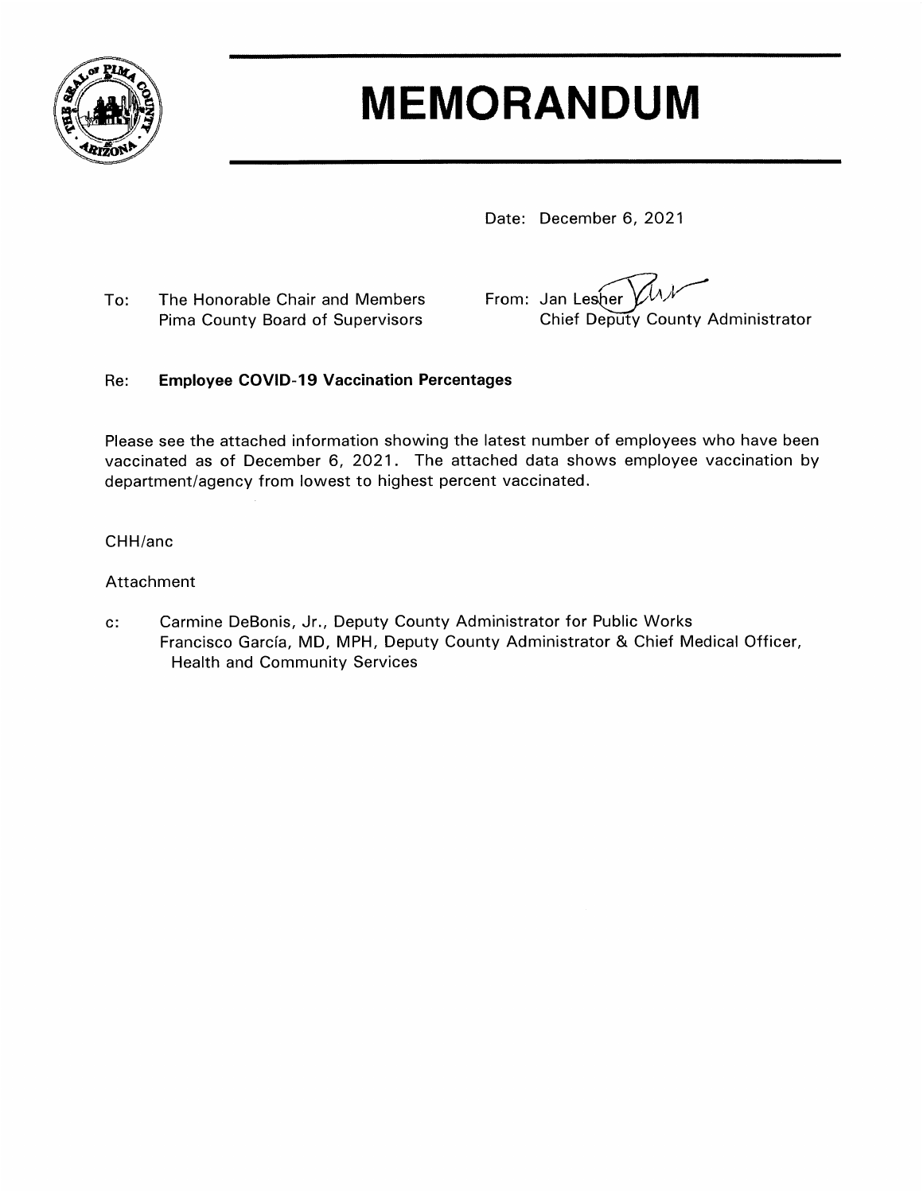# MEMORANDUM

Date: December 6, 2021

To: The Honorable Chair and Members
Pima County Board of Supervisors

From: Jan Lesher
Chief Deputy County Administrator

Re: **Employee COVID-19 Vaccination Percentages**

Please see the attached information showing the latest number of employees who have been vaccinated as of December 6, 2021. The attached data shows employee vaccination by department/agency from lowest to highest percent vaccinated.

CHH/anc

Attachment

c: Carmine DeBonis, Jr., Deputy County Administrator for Public Works
Francisco García, MD, MPH, Deputy County Administrator & Chief Medical Officer, Health and Community Services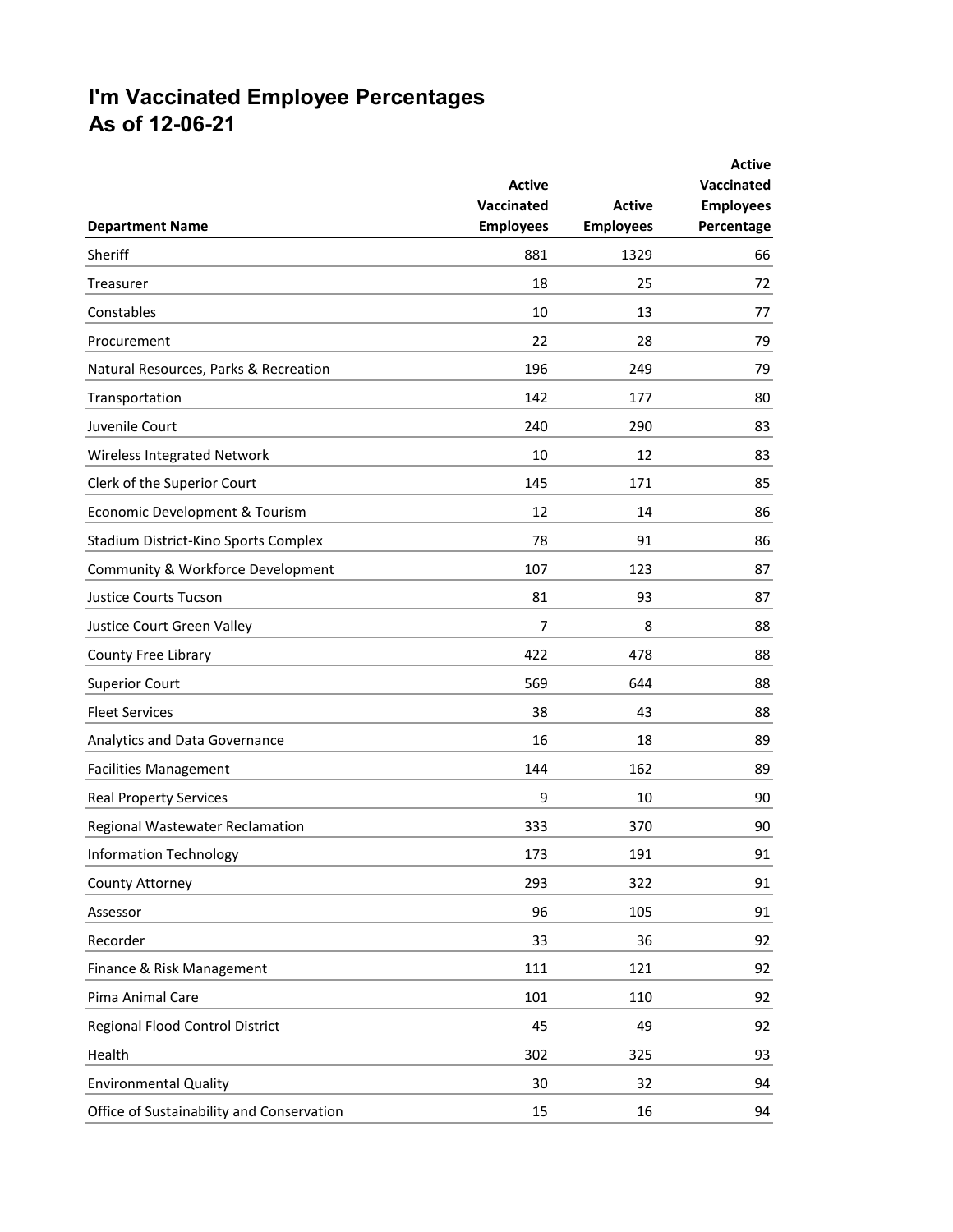# I'm Vaccinated Employee Percentages
# As of 12-06-21

| Department Name | Active Vaccinated Employees | Active Employees | Active Vaccinated Employees Percentage |
|---|---|---|---|
| Sheriff | 881 | 1329 | 66 |
| Treasurer | 18 | 25 | 72 |
| Constables | 10 | 13 | 77 |
| Procurement | 22 | 28 | 79 |
| Natural Resources, Parks & Recreation | 196 | 249 | 79 |
| Transportation | 142 | 177 | 80 |
| Juvenile Court | 240 | 290 | 83 |
| Wireless Integrated Network | 10 | 12 | 83 |
| Clerk of the Superior Court | 145 | 171 | 85 |
| Economic Development & Tourism | 12 | 14 | 86 |
| Stadium District-Kino Sports Complex | 78 | 91 | 86 |
| Community & Workforce Development | 107 | 123 | 87 |
| Justice Courts Tucson | 81 | 93 | 87 |
| Justice Court Green Valley | 7 | 8 | 88 |
| County Free Library | 422 | 478 | 88 |
| Superior Court | 569 | 644 | 88 |
| Fleet Services | 38 | 43 | 88 |
| Analytics and Data Governance | 16 | 18 | 89 |
| Facilities Management | 144 | 162 | 89 |
| Real Property Services | 9 | 10 | 90 |
| Regional Wastewater Reclamation | 333 | 370 | 90 |
| Information Technology | 173 | 191 | 91 |
| County Attorney | 293 | 322 | 91 |
| Assessor | 96 | 105 | 91 |
| Recorder | 33 | 36 | 92 |
| Finance & Risk Management | 111 | 121 | 92 |
| Pima Animal Care | 101 | 110 | 92 |
| Regional Flood Control District | 45 | 49 | 92 |
| Health | 302 | 325 | 93 |
| Environmental Quality | 30 | 32 | 94 |
| Office of Sustainability and Conservation | 15 | 16 | 94 |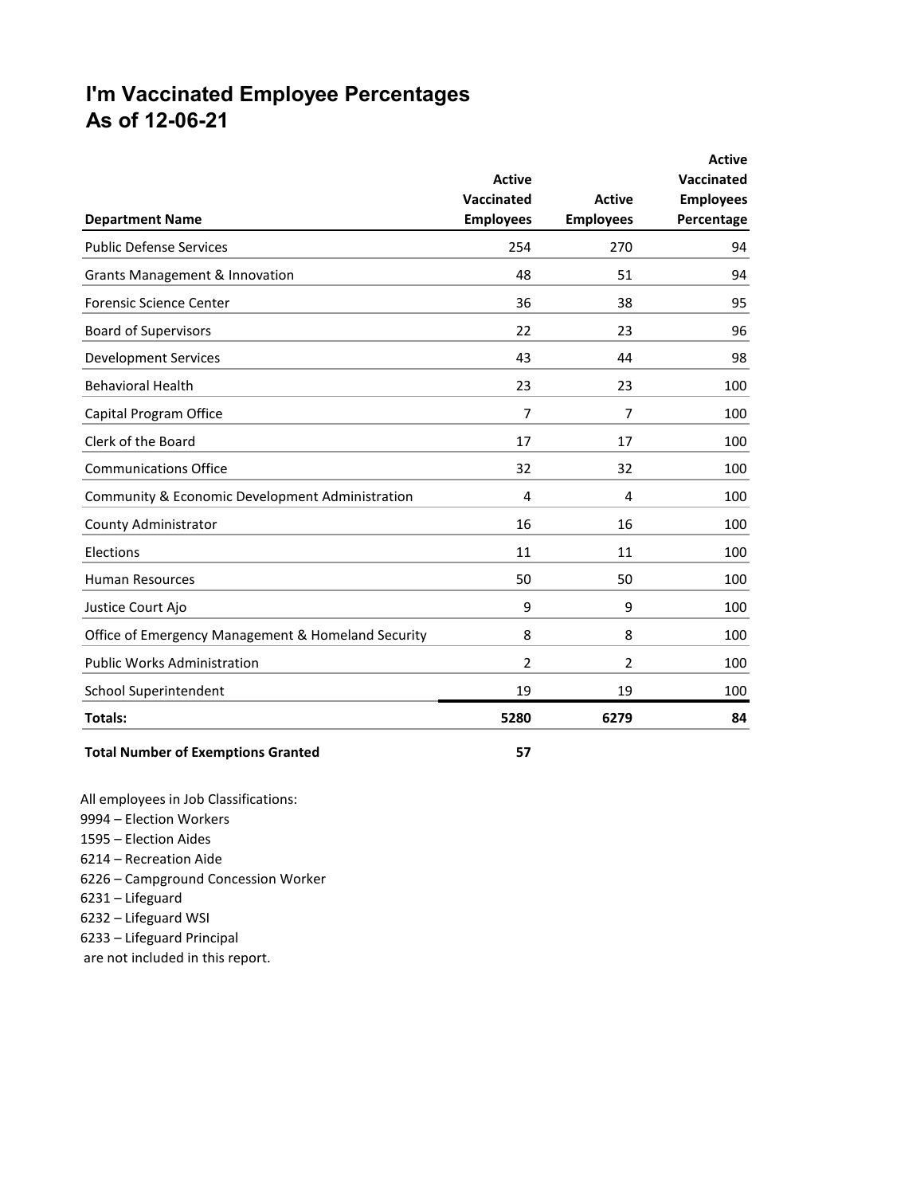# I'm Vaccinated Employee Percentages
# As of 12-06-21

| Department Name | Active Vaccinated Employees | Active Employees | Active Vaccinated Employees Percentage |
|---|---|---|---|
| Public Defense Services | 254 | 270 | 94 |
| Grants Management & Innovation | 48 | 51 | 94 |
| Forensic Science Center | 36 | 38 | 95 |
| Board of Supervisors | 22 | 23 | 96 |
| Development Services | 43 | 44 | 98 |
| Behavioral Health | 23 | 23 | 100 |
| Capital Program Office | 7 | 7 | 100 |
| Clerk of the Board | 17 | 17 | 100 |
| Communications Office | 32 | 32 | 100 |
| Community & Economic Development Administration | 4 | 4 | 100 |
| County Administrator | 16 | 16 | 100 |
| Elections | 11 | 11 | 100 |
| Human Resources | 50 | 50 | 100 |
| Justice Court Ajo | 9 | 9 | 100 |
| Office of Emergency Management & Homeland Security | 8 | 8 | 100 |
| Public Works Administration | 2 | 2 | 100 |
| School Superintendent | 19 | 19 | 100 |
| **Totals:** | **5280** | **6279** | **84** |

**Total Number of Exemptions Granted** **57**

All employees in Job Classifications:
9994 – Election Workers
1595 – Election Aides
6214 – Recreation Aide
6226 – Campground Concession Worker
6231 – Lifeguard
6232 – Lifeguard WSI
6233 – Lifeguard Principal
are not included in this report.